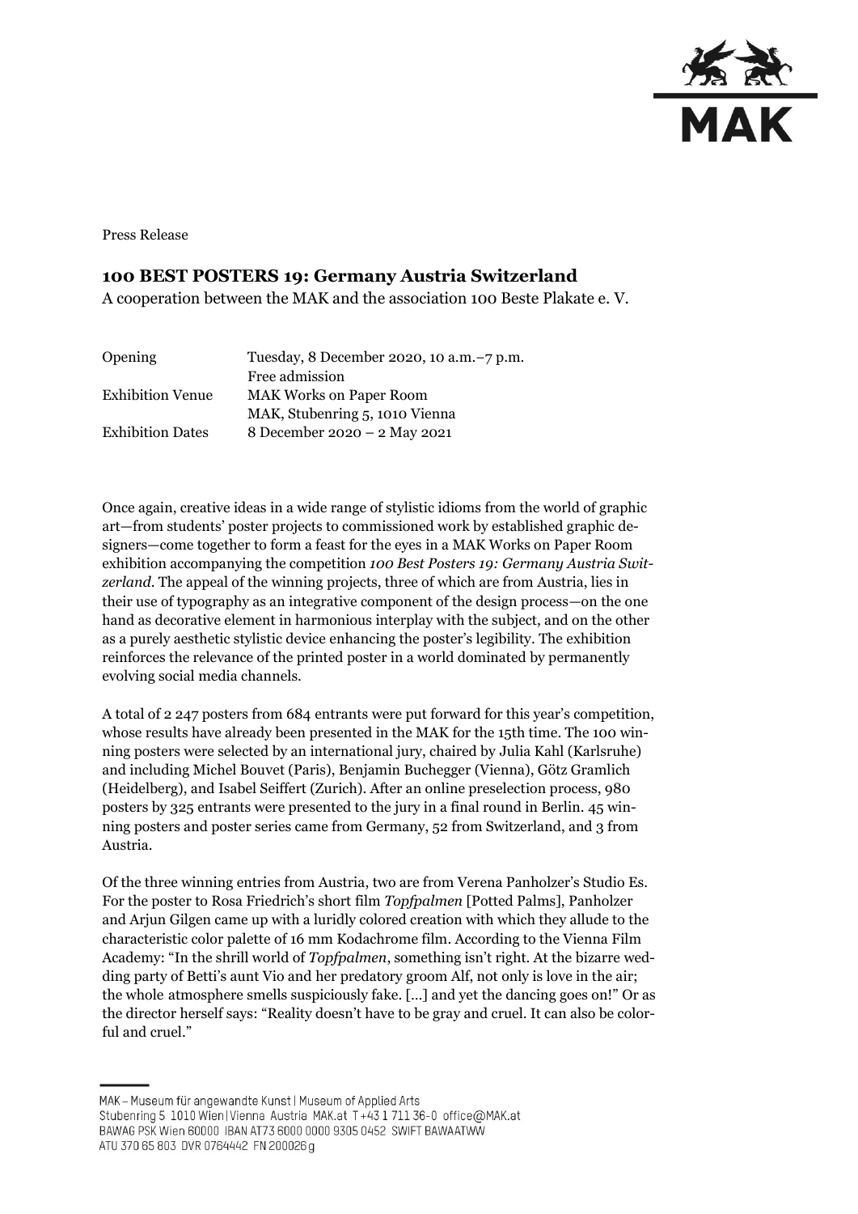Press Release

# 100 BEST POSTERS 19: Germany Austria Switzerland

A cooperation between the MAK and the association 100 Beste Plakate e. V.

| | |
|---|---|
| Opening | Tuesday, 8 December 2020, 10 a.m.–7 p.m.<br>Free admission |
| Exhibition Venue | MAK Works on Paper Room<br>MAK, Stubenring 5, 1010 Vienna |
| Exhibition Dates | 8 December 2020 – 2 May 2021 |

Once again, creative ideas in a wide range of stylistic idioms from the world of graphic art—from students' poster projects to commissioned work by established graphic designers—come together to form a feast for the eyes in a MAK Works on Paper Room exhibition accompanying the competition *100 Best Posters 19: Germany Austria Switzerland*. The appeal of the winning projects, three of which are from Austria, lies in their use of typography as an integrative component of the design process—on the one hand as decorative element in harmonious interplay with the subject, and on the other as a purely aesthetic stylistic device enhancing the poster's legibility. The exhibition reinforces the relevance of the printed poster in a world dominated by permanently evolving social media channels.

A total of 2 247 posters from 684 entrants were put forward for this year's competition, whose results have already been presented in the MAK for the 15th time. The 100 winning posters were selected by an international jury, chaired by Julia Kahl (Karlsruhe) and including Michel Bouvet (Paris), Benjamin Buchegger (Vienna), Götz Gramlich (Heidelberg), and Isabel Seiffert (Zurich). After an online preselection process, 980 posters by 325 entrants were presented to the jury in a final round in Berlin. 45 winning posters and poster series came from Germany, 52 from Switzerland, and 3 from Austria.

Of the three winning entries from Austria, two are from Verena Panholzer's Studio Es. For the poster to Rosa Friedrich's short film *Topfpalmen* [Potted Palms], Panholzer and Arjun Gilgen came up with a luridly colored creation with which they allude to the characteristic color palette of 16 mm Kodachrome film. According to the Vienna Film Academy: "In the shrill world of *Topfpalmen*, something isn't right. At the bizarre wedding party of Betti's aunt Vio and her predatory groom Alf, not only is love in the air; the whole atmosphere smells suspiciously fake. […] and yet the dancing goes on!" Or as the director herself says: "Reality doesn't have to be gray and cruel. It can also be colorful and cruel."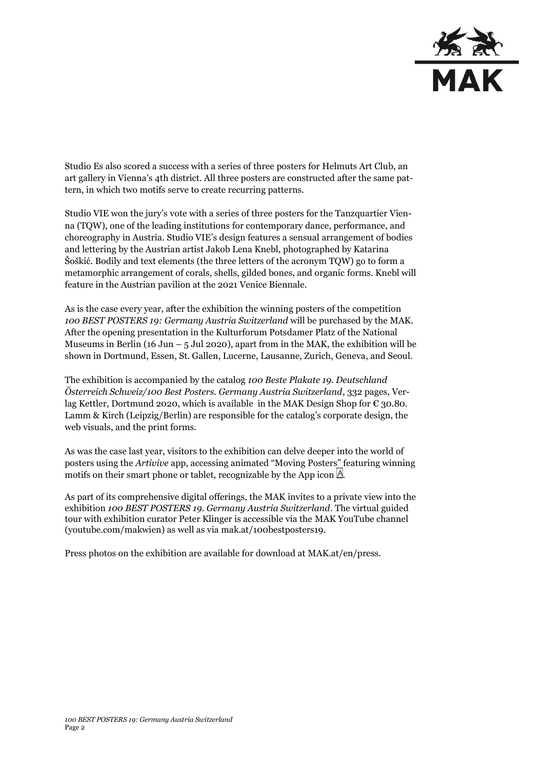Studio Es also scored a success with a series of three posters for Helmuts Art Club, an art gallery in Vienna's 4th district. All three posters are constructed after the same pattern, in which two motifs serve to create recurring patterns.

Studio VIE won the jury's vote with a series of three posters for the Tanzquartier Vienna (TQW), one of the leading institutions for contemporary dance, performance, and choreography in Austria. Studio VIE's design features a sensual arrangement of bodies and lettering by the Austrian artist Jakob Lena Knebl, photographed by Katarina Šoškić. Bodily and text elements (the three letters of the acronym TQW) go to form a metamorphic arrangement of corals, shells, gilded bones, and organic forms. Knebl will feature in the Austrian pavilion at the 2021 Venice Biennale.

As is the case every year, after the exhibition the winning posters of the competition *100 BEST POSTERS 19: Germany Austria Switzerland* will be purchased by the MAK. After the opening presentation in the Kulturforum Potsdamer Platz of the National Museums in Berlin (16 Jun – 5 Jul 2020), apart from in the MAK, the exhibition will be shown in Dortmund, Essen, St. Gallen, Lucerne, Lausanne, Zurich, Geneva, and Seoul.

The exhibition is accompanied by the catalog *100 Beste Plakate 19. Deutschland Österreich Schweiz/100 Best Posters. Germany Austria Switzerland*, 332 pages, Verlag Kettler, Dortmund 2020, which is available in the MAK Design Shop for € 30.80. Lamm & Kirch (Leipzig/Berlin) are responsible for the catalog's corporate design, the web visuals, and the print forms.

As was the case last year, visitors to the exhibition can delve deeper into the world of posters using the *Artivive* app, accessing animated "Moving Posters" featuring winning motifs on their smart phone or tablet, recognizable by the App icon.

As part of its comprehensive digital offerings, the MAK invites to a private view into the exhibition *100 BEST POSTERS 19. Germany Austria Switzerland*. The virtual guided tour with exhibition curator Peter Klinger is accessible via the MAK YouTube channel (youtube.com/makwien) as well as via mak.at/100bestposters19.

Press photos on the exhibition are available for download at MAK.at/en/press.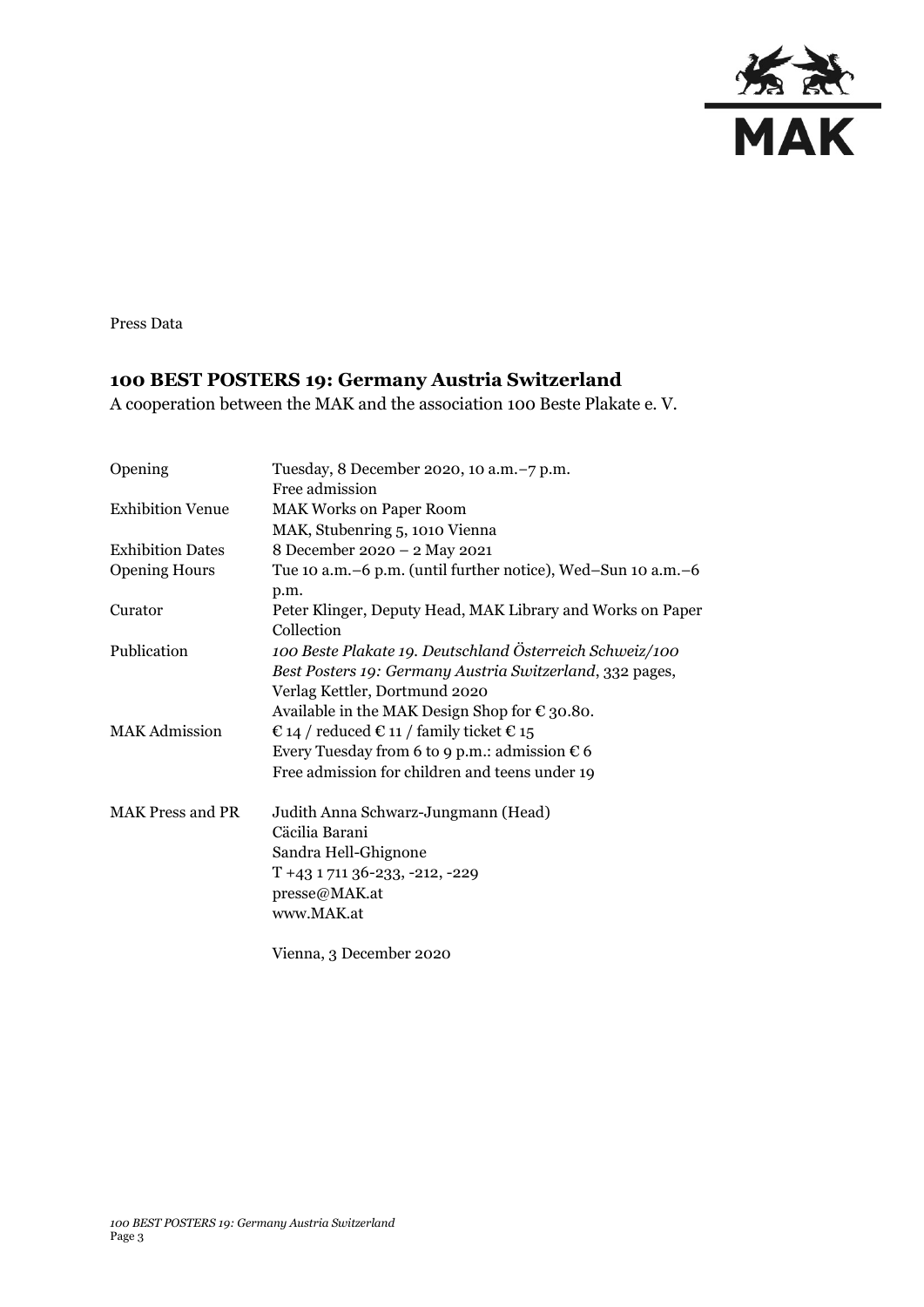Press Data

## 100 BEST POSTERS 19: Germany Austria Switzerland

A cooperation between the MAK and the association 100 Beste Plakate e. V.

| | |
|---|---|
| Opening | Tuesday, 8 December 2020, 10 a.m.–7 p.m.<br>Free admission |
| Exhibition Venue | MAK Works on Paper Room<br>MAK, Stubenring 5, 1010 Vienna |
| Exhibition Dates | 8 December 2020 – 2 May 2021 |
| Opening Hours | Tue 10 a.m.–6 p.m. (until further notice), Wed–Sun 10 a.m.–6 p.m. |
| Curator | Peter Klinger, Deputy Head, MAK Library and Works on Paper Collection |
| Publication | *100 Beste Plakate 19. Deutschland Österreich Schweiz/100 Best Posters 19: Germany Austria Switzerland*, 332 pages, Verlag Kettler, Dortmund 2020<br>Available in the MAK Design Shop for € 30.80. |
| MAK Admission | € 14 / reduced € 11 / family ticket € 15<br>Every Tuesday from 6 to 9 p.m.: admission € 6<br>Free admission for children and teens under 19 |
| MAK Press and PR | Judith Anna Schwarz-Jungmann (Head)<br>Cäcilia Barani<br>Sandra Hell-Ghignone<br>T +43 1 711 36-233, -212, -229<br>presse@MAK.at<br>www.MAK.at |

Vienna, 3 December 2020